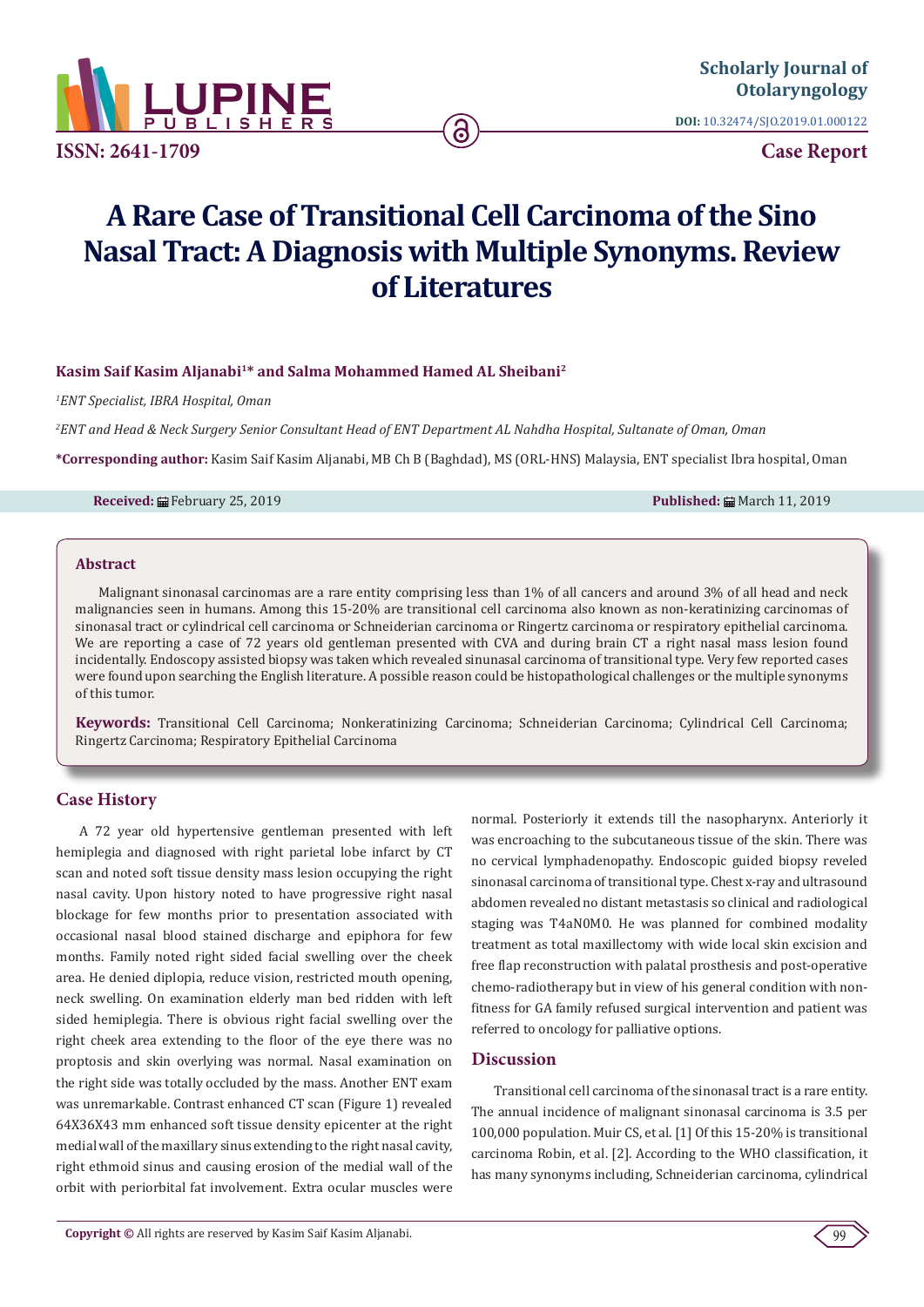# A Rare Case of Transitional Cell Carcinoma of the Sino Nasal Tract: A Diagnosis with Multiple Synonyms. Review of Literatures

**Kasim Saif Kasim Aljanabi[1]* and Salma Mohammed Hamed AL Sheibani[2]**

[1]*ENT Specialist, IBRA Hospital, Oman*

[2]*ENT and Head & Neck Surgery Senior Consultant Head of ENT Department AL Nahdha Hospital, Sultanate of Oman, Oman*

**\*Corresponding author:** Kasim Saif Kasim Aljanabi, MB Ch B (Baghdad), MS (ORL-HNS) Malaysia, ENT specialist Ibra hospital, Oman

**Received:** February 25, 2019 **Published:** March 11, 2019

## Abstract

Malignant sinonasal carcinomas are a rare entity comprising less than 1% of all cancers and around 3% of all head and neck malignancies seen in humans. Among this 15-20% are transitional cell carcinoma also known as non-keratinizing carcinomas of sinonasal tract or cylindrical cell carcinoma or Schneiderian carcinoma or Ringertz carcinoma or respiratory epithelial carcinoma. We are reporting a case of 72 years old gentleman presented with CVA and during brain CT a right nasal mass lesion found incidentally. Endoscopy assisted biopsy was taken which revealed sinunasal carcinoma of transitional type. Very few reported cases were found upon searching the English literature. A possible reason could be histopathological challenges or the multiple synonyms of this tumor.

**Keywords:** Transitional Cell Carcinoma; Nonkeratinizing Carcinoma; Schneiderian Carcinoma; Cylindrical Cell Carcinoma; Ringertz Carcinoma; Respiratory Epithelial Carcinoma

## Case History

A 72 year old hypertensive gentleman presented with left hemiplegia and diagnosed with right parietal lobe infarct by CT scan and noted soft tissue density mass lesion occupying the right nasal cavity. Upon history noted to have progressive right nasal blockage for few months prior to presentation associated with occasional nasal blood stained discharge and epiphora for few months. Family noted right sided facial swelling over the cheek area. He denied diplopia, reduce vision, restricted mouth opening, neck swelling. On examination elderly man bed ridden with left sided hemiplegia. There is obvious right facial swelling over the right cheek area extending to the floor of the eye there was no proptosis and skin overlying was normal. Nasal examination on the right side was totally occluded by the mass. Another ENT exam was unremarkable. Contrast enhanced CT scan (Figure 1) revealed 64X36X43 mm enhanced soft tissue density epicenter at the right medial wall of the maxillary sinus extending to the right nasal cavity, right ethmoid sinus and causing erosion of the medial wall of the orbit with periorbital fat involvement. Extra ocular muscles were normal. Posteriorly it extends till the nasopharynx. Anteriorly it was encroaching to the subcutaneous tissue of the skin. There was no cervical lymphadenopathy. Endoscopic guided biopsy reveled sinonasal carcinoma of transitional type. Chest x-ray and ultrasound abdomen revealed no distant metastasis so clinical and radiological staging was T4aN0M0. He was planned for combined modality treatment as total maxillectomy with wide local skin excision and free flap reconstruction with palatal prosthesis and post-operative chemo-radiotherapy but in view of his general condition with non-fitness for GA family refused surgical intervention and patient was referred to oncology for palliative options.

## Discussion

Transitional cell carcinoma of the sinonasal tract is a rare entity. The annual incidence of malignant sinonasal carcinoma is 3.5 per 100,000 population. Muir CS, et al. [1] Of this 15-20% is transitional carcinoma Robin, et al. [2]. According to the WHO classification, it has many synonyms including, Schneiderian carcinoma, cylindrical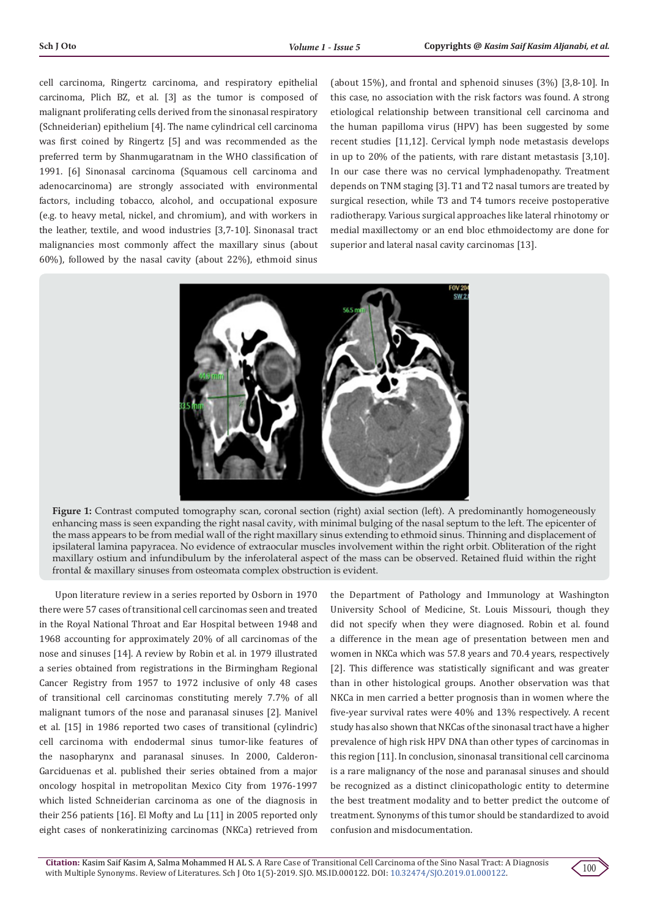cell carcinoma, Ringertz carcinoma, and respiratory epithelial carcinoma, Plich BZ, et al. [3] as the tumor is composed of malignant proliferating cells derived from the sinonasal respiratory (Schneiderian) epithelium [4]. The name cylindrical cell carcinoma was first coined by Ringertz [5] and was recommended as the preferred term by Shanmugaratnam in the WHO classification of 1991. [6] Sinonasal carcinoma (Squamous cell carcinoma and adenocarcinoma) are strongly associated with environmental factors, including tobacco, alcohol, and occupational exposure (e.g. to heavy metal, nickel, and chromium), and with workers in the leather, textile, and wood industries [3,7-10]. Sinonasal tract malignancies most commonly affect the maxillary sinus (about 60%), followed by the nasal cavity (about 22%), ethmoid sinus (about 15%), and frontal and sphenoid sinuses (3%) [3,8-10]. In this case, no association with the risk factors was found. A strong etiological relationship between transitional cell carcinoma and the human papilloma virus (HPV) has been suggested by some recent studies [11,12]. Cervical lymph node metastasis develops in up to 20% of the patients, with rare distant metastasis [3,10]. In our case there was no cervical lymphadenopathy. Treatment depends on TNM staging [3]. T1 and T2 nasal tumors are treated by surgical resection, while T3 and T4 tumors receive postoperative radiotherapy. Various surgical approaches like lateral rhinotomy or medial maxillectomy or an end bloc ethmoidectomy are done for superior and lateral nasal cavity carcinomas [13].

**Figure 1:** Contrast computed tomography scan, coronal section (right) axial section (left). A predominantly homogeneously enhancing mass is seen expanding the right nasal cavity, with minimal bulging of the nasal septum to the left. The epicenter of the mass appears to be from medial wall of the right maxillary sinus extending to ethmoid sinus. Thinning and displacement of ipsilateral lamina papyracea. No evidence of extraocular muscles involvement within the right orbit. Obliteration of the right maxillary ostium and infundibulum by the inferolateral aspect of the mass can be observed. Retained fluid within the right frontal & maxillary sinuses from osteomata complex obstruction is evident.

Upon literature review in a series reported by Osborn in 1970 there were 57 cases of transitional cell carcinomas seen and treated in the Royal National Throat and Ear Hospital between 1948 and 1968 accounting for approximately 20% of all carcinomas of the nose and sinuses [14]. A review by Robin et al. in 1979 illustrated a series obtained from registrations in the Birmingham Regional Cancer Registry from 1957 to 1972 inclusive of only 48 cases of transitional cell carcinomas constituting merely 7.7% of all malignant tumors of the nose and paranasal sinuses [2]. Manivel et al. [15] in 1986 reported two cases of transitional (cylindric) cell carcinoma with endodermal sinus tumor-like features of the nasopharynx and paranasal sinuses. In 2000, Calderon-Garciduenas et al. published their series obtained from a major oncology hospital in metropolitan Mexico City from 1976-1997 which listed Schneiderian carcinoma as one of the diagnosis in their 256 patients [16]. El Mofty and Lu [11] in 2005 reported only eight cases of nonkeratinizing carcinomas (NKCa) retrieved from the Department of Pathology and Immunology at Washington University School of Medicine, St. Louis Missouri, though they did not specify when they were diagnosed. Robin et al. found a difference in the mean age of presentation between men and women in NKCa which was 57.8 years and 70.4 years, respectively [2]. This difference was statistically significant and was greater than in other histological groups. Another observation was that NKCa in men carried a better prognosis than in women where the five-year survival rates were 40% and 13% respectively. A recent study has also shown that NKCas of the sinonasal tract have a higher prevalence of high risk HPV DNA than other types of carcinomas in this region [11]. In conclusion, sinonasal transitional cell carcinoma is a rare malignancy of the nose and paranasal sinuses and should be recognized as a distinct clinicopathologic entity to determine the best treatment modality and to better predict the outcome of treatment. Synonyms of this tumor should be standardized to avoid confusion and misdocumentation.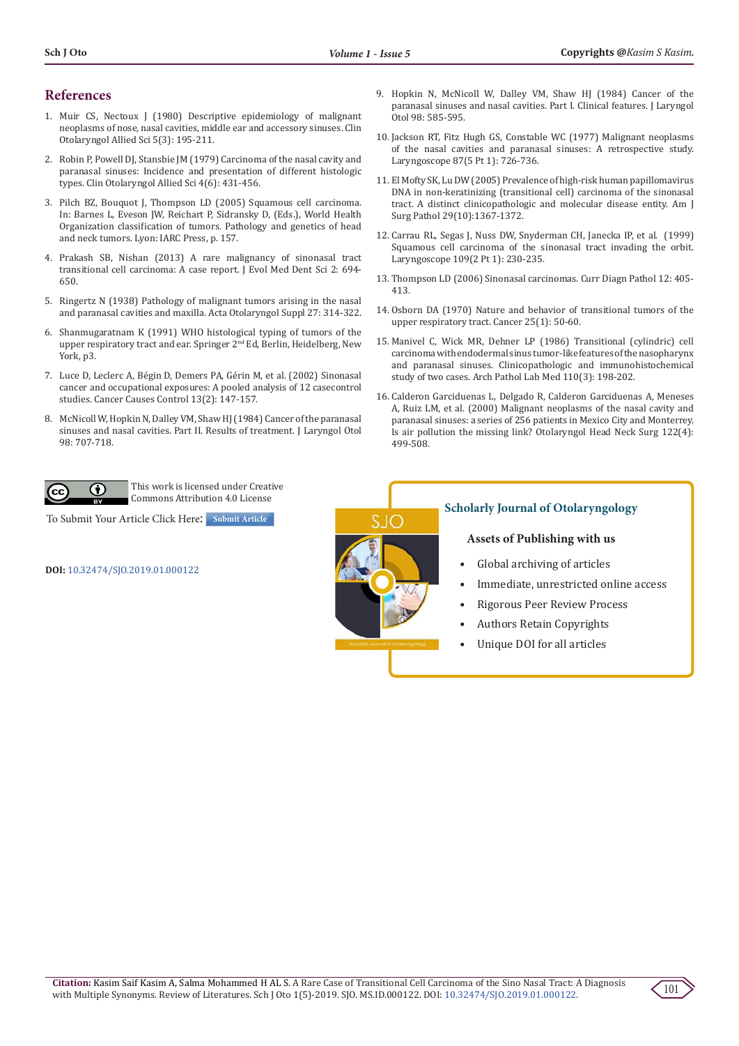## References

1. Muir CS, Nectoux J (1980) Descriptive epidemiology of malignant neoplasms of nose, nasal cavities, middle ear and accessory sinuses. Clin Otolaryngol Allied Sci 5(3): 195-211.
2. Robin P, Powell DJ, Stansbie JM (1979) Carcinoma of the nasal cavity and paranasal sinuses: Incidence and presentation of different histologic types. Clin Otolaryngol Allied Sci 4(6): 431-456.
3. Pilch BZ, Bouquot J, Thompson LD (2005) Squamous cell carcinoma. In: Barnes L, Eveson JW, Reichart P, Sidransky D, (Eds.), World Health Organization classification of tumors. Pathology and genetics of head and neck tumors. Lyon: IARC Press, p. 157.
4. Prakash SB, Nishan (2013) A rare malignancy of sinonasal tract transitional cell carcinoma: A case report. J Evol Med Dent Sci 2: 694-650.
5. Ringertz N (1938) Pathology of malignant tumors arising in the nasal and paranasal cavities and maxilla. Acta Otolaryngol Suppl 27: 314-322.
6. Shanmugaratnam K (1991) WHO histological typing of tumors of the upper respiratory tract and ear. Springer 2nd Ed, Berlin, Heidelberg, New York, p3.
7. Luce D, Leclerc A, Bégin D, Demers PA, Gérin M, et al. (2002) Sinonasal cancer and occupational exposures: A pooled analysis of 12 casecontrol studies. Cancer Causes Control 13(2): 147-157.
8. McNicoll W, Hopkin N, Dalley VM, Shaw HJ (1984) Cancer of the paranasal sinuses and nasal cavities. Part II. Results of treatment. J Laryngol Otol 98: 707-718.
9. Hopkin N, McNicoll W, Dalley VM, Shaw HJ (1984) Cancer of the paranasal sinuses and nasal cavities. Part I. Clinical features. J Laryngol Otol 98: 585-595.
10. Jackson RT, Fitz Hugh GS, Constable WC (1977) Malignant neoplasms of the nasal cavities and paranasal sinuses: A retrospective study. Laryngoscope 87(5 Pt 1): 726-736.
11. El Mofty SK, Lu DW (2005) Prevalence of high-risk human papillomavirus DNA in non-keratinizing (transitional cell) carcinoma of the sinonasal tract. A distinct clinicopathologic and molecular disease entity. Am J Surg Pathol 29(10):1367-1372.
12. Carrau RL, Segas J, Nuss DW, Snyderman CH, Janecka IP, et al. (1999) Squamous cell carcinoma of the sinonasal tract invading the orbit. Laryngoscope 109(2 Pt 1): 230-235.
13. Thompson LD (2006) Sinonasal carcinomas. Curr Diagn Pathol 12: 405-413.
14. Osborn DA (1970) Nature and behavior of transitional tumors of the upper respiratory tract. Cancer 25(1): 50-60.
15. Manivel C, Wick MR, Dehner LP (1986) Transitional (cylindric) cell carcinoma with endodermal sinus tumor-like features of the nasopharynx and paranasal sinuses. Clinicopathologic and immunohistochemical study of two cases. Arch Pathol Lab Med 110(3): 198-202.
16. Calderon Garciduenas L, Delgado R, Calderon Garciduenas A, Meneses A, Ruiz LM, et al. (2000) Malignant neoplasms of the nasal cavity and paranasal sinuses: a series of 256 patients in Mexico City and Monterrey. Is air pollution the missing link? Otolaryngol Head Neck Surg 122(4): 499-508.

This work is licensed under Creative Commons Attribution 4.0 License

To Submit Your Article Click Here: Submit Article

**DOI:** 10.32474/SJO.2019.01.000122

**Scholarly Journal of Otolaryngology**

**Assets of Publishing with us**

- Global archiving of articles
- Immediate, unrestricted online access
- Rigorous Peer Review Process
- Authors Retain Copyrights
- Unique DOI for all articles

**Citation:** Kasim Saif Kasim A, Salma Mohammed H AL S. A Rare Case of Transitional Cell Carcinoma of the Sino Nasal Tract: A Diagnosis with Multiple Synonyms. Review of Literatures. Sch J Oto 1(5)-2019. SJO. MS.ID.000122. DOI: 10.32474/SJO.2019.01.000122.